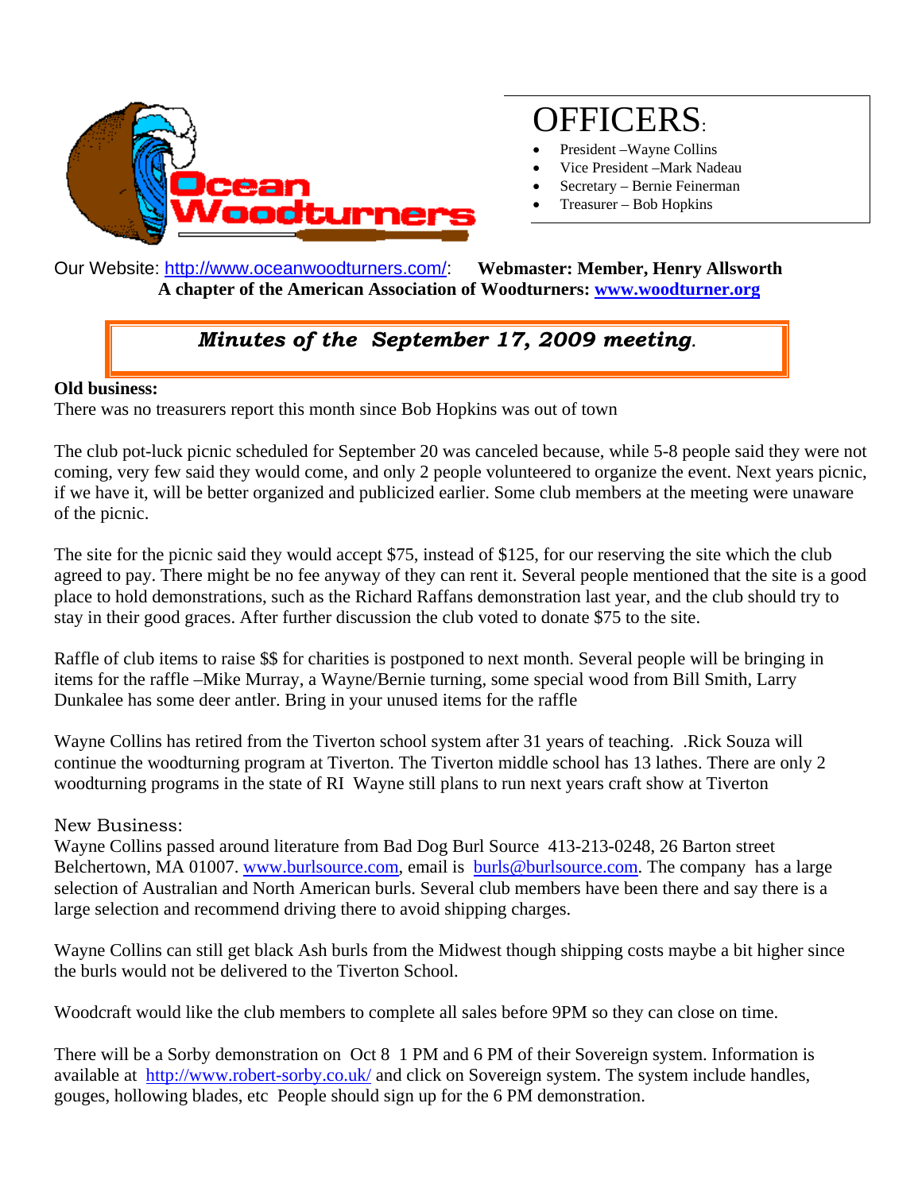Ocean Woodturners

# OFFICERS:

- President –Wayne Collins
- Vice President –Mark Nadeau
- Secretary – Bernie Feinerman
- Treasurer – Bob Hopkins

Our Website: http://www.oceanwoodturners.com/: **Webmaster: Member, Henry Allsworth**

**A chapter of the American Association of Woodturners: www.woodturner.org**

## *Minutes of the September 17, 2009 meeting.*

**Old business:**

There was no treasurers report this month since Bob Hopkins was out of town

The club pot-luck picnic scheduled for September 20 was canceled because, while 5-8 people said they were not coming, very few said they would come, and only 2 people volunteered to organize the event. Next years picnic, if we have it, will be better organized and publicized earlier. Some club members at the meeting were unaware of the picnic.

The site for the picnic said they would accept $75, instead of $125, for our reserving the site which the club agreed to pay. There might be no fee anyway of they can rent it. Several people mentioned that the site is a good place to hold demonstrations, such as the Richard Raffans demonstration last year, and the club should try to stay in their good graces. After further discussion the club voted to donate $75 to the site.

Raffle of club items to raise $$ for charities is postponed to next month. Several people will be bringing in items for the raffle –Mike Murray, a Wayne/Bernie turning, some special wood from Bill Smith, Larry Dunkalee has some deer antler. Bring in your unused items for the raffle

Wayne Collins has retired from the Tiverton school system after 31 years of teaching. .Rick Souza will continue the woodturning program at Tiverton. The Tiverton middle school has 13 lathes. There are only 2 woodturning programs in the state of RI Wayne still plans to run next years craft show at Tiverton

New Business:

Wayne Collins passed around literature from Bad Dog Burl Source 413-213-0248, 26 Barton street Belchertown, MA 01007. www.burlsource.com, email is burls@burlsource.com. The company has a large selection of Australian and North American burls. Several club members have been there and say there is a large selection and recommend driving there to avoid shipping charges.

Wayne Collins can still get black Ash burls from the Midwest though shipping costs maybe a bit higher since the burls would not be delivered to the Tiverton School.

Woodcraft would like the club members to complete all sales before 9PM so they can close on time.

There will be a Sorby demonstration on Oct 8 1 PM and 6 PM of their Sovereign system. Information is available at http://www.robert-sorby.co.uk/ and click on Sovereign system. The system include handles, gouges, hollowing blades, etc People should sign up for the 6 PM demonstration.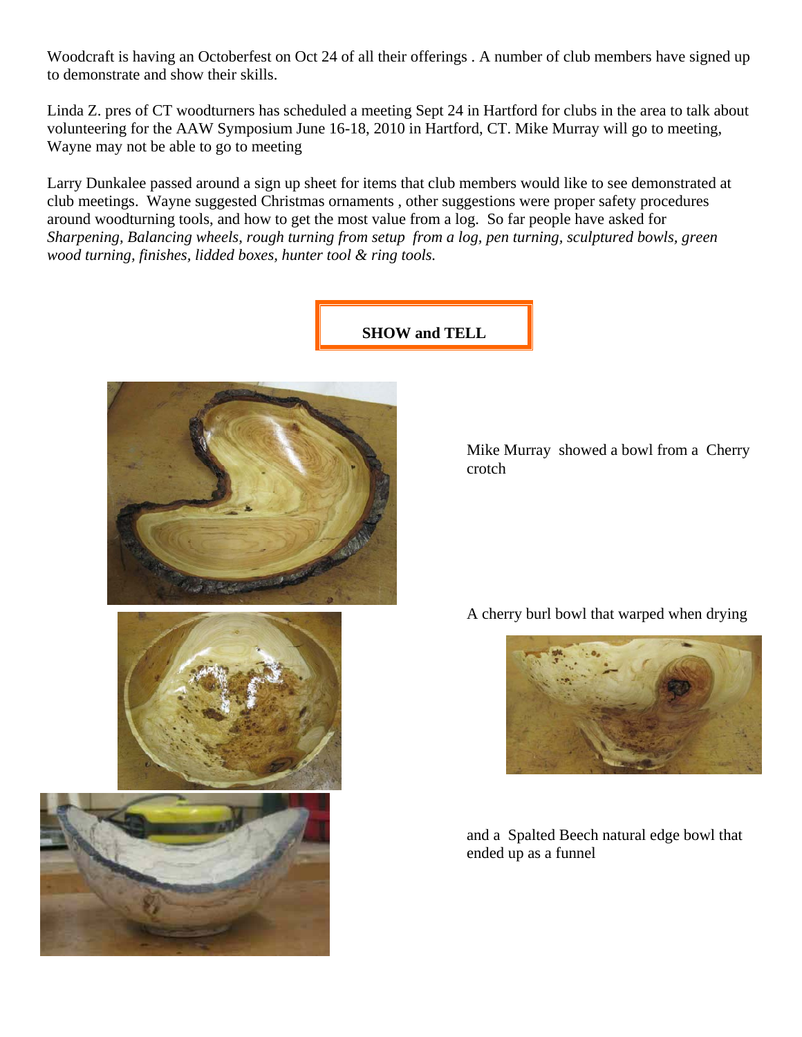Woodcraft is having an Octoberfest on Oct 24 of all their offerings . A number of club members have signed up to demonstrate and show their skills.

Linda Z. pres of CT woodturners has scheduled a meeting Sept 24 in Hartford for clubs in the area to talk about volunteering for the AAW Symposium June 16-18, 2010 in Hartford, CT. Mike Murray will go to meeting, Wayne may not be able to go to meeting

Larry Dunkalee passed around a sign up sheet for items that club members would like to see demonstrated at club meetings. Wayne suggested Christmas ornaments , other suggestions were proper safety procedures around woodturning tools, and how to get the most value from a log. So far people have asked for *Sharpening, Balancing wheels, rough turning from setup from a log, pen turning, sculptured bowls, green wood turning, finishes, lidded boxes, hunter tool & ring tools.*

## SHOW and TELL

Mike Murray showed a bowl from a Cherry crotch

A cherry burl bowl that warped when drying

and a Spalted Beech natural edge bowl that ended up as a funnel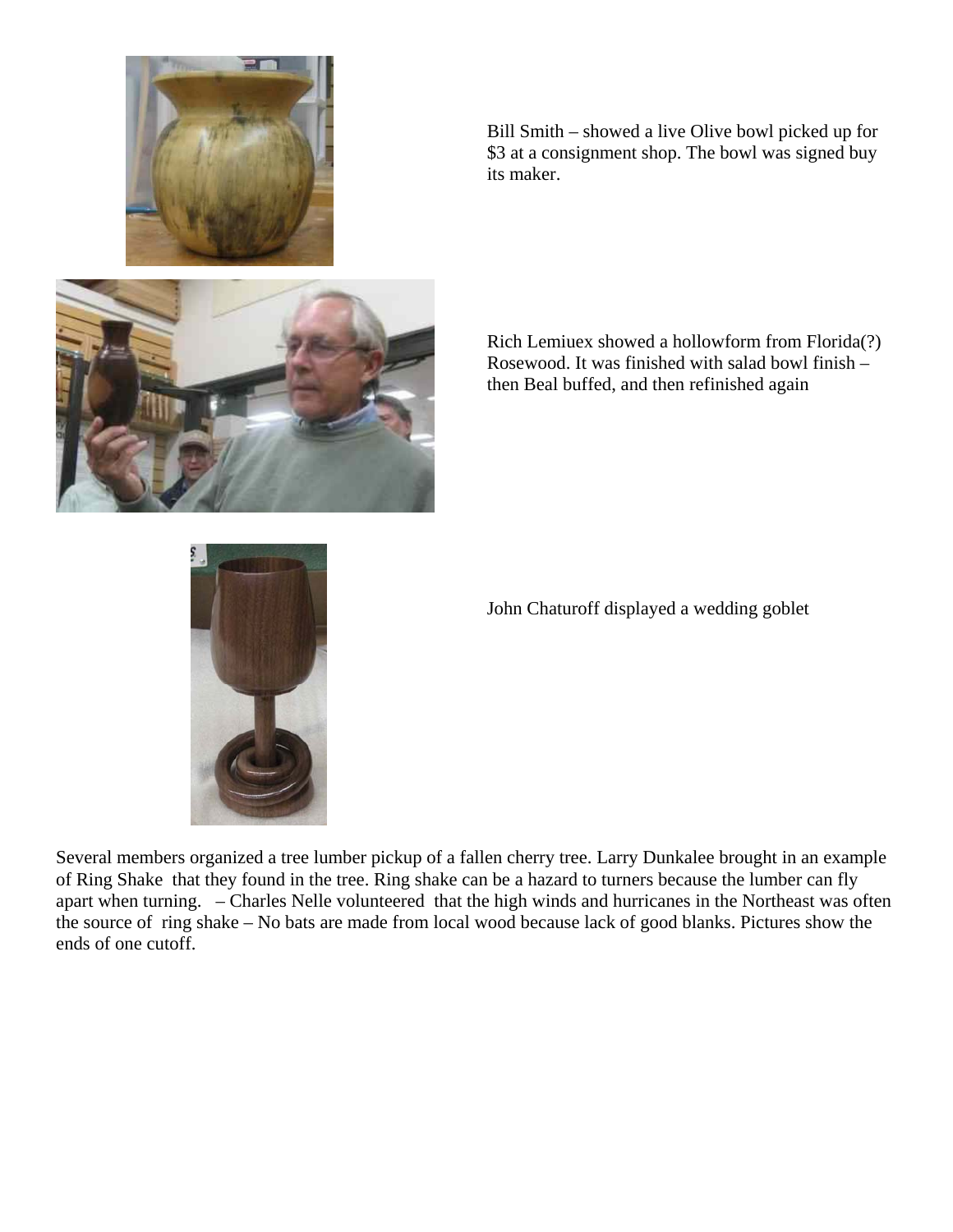Bill Smith – showed a live Olive bowl picked up for $3 at a consignment shop. The bowl was signed buy its maker.

Rich Lemiuex showed a hollowform from Florida(?) Rosewood. It was finished with salad bowl finish – then Beal buffed, and then refinished again

John Chaturoff displayed a wedding goblet

Several members organized a tree lumber pickup of a fallen cherry tree. Larry Dunkalee brought in an example of Ring Shake that they found in the tree. Ring shake can be a hazard to turners because the lumber can fly apart when turning. – Charles Nelle volunteered that the high winds and hurricanes in the Northeast was often the source of ring shake – No bats are made from local wood because lack of good blanks. Pictures show the ends of one cutoff.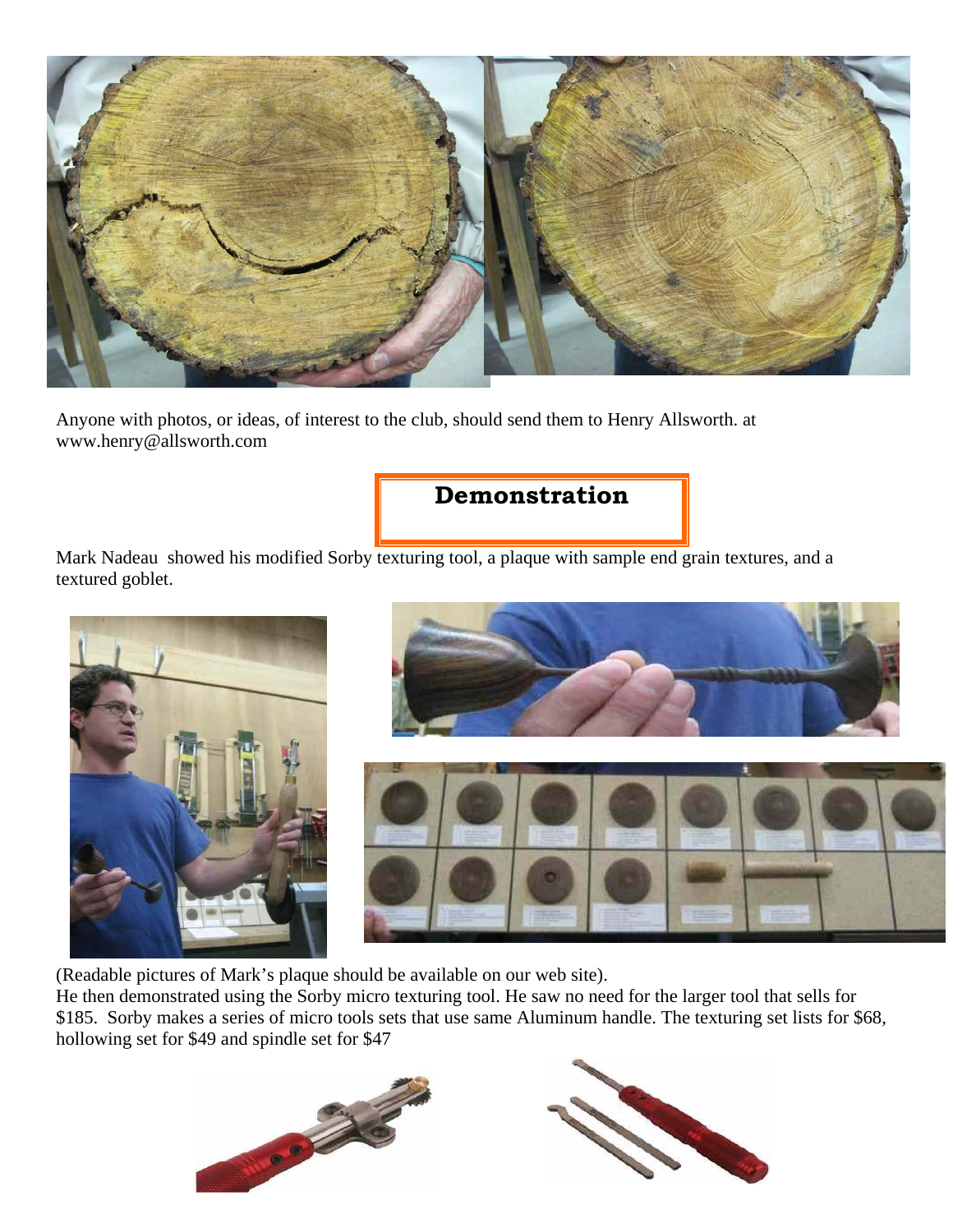Anyone with photos, or ideas, of interest to the club, should send them to Henry Allsworth. at www.henry@allsworth.com

## Demonstration

Mark Nadeau showed his modified Sorby texturing tool, a plaque with sample end grain textures, and a textured goblet.

(Readable pictures of Mark's plaque should be available on our web site).

He then demonstrated using the Sorby micro texturing tool. He saw no need for the larger tool that sells for $185. Sorby makes a series of micro tools sets that use same Aluminum handle. The texturing set lists for $68, hollowing set for $49 and spindle set for $47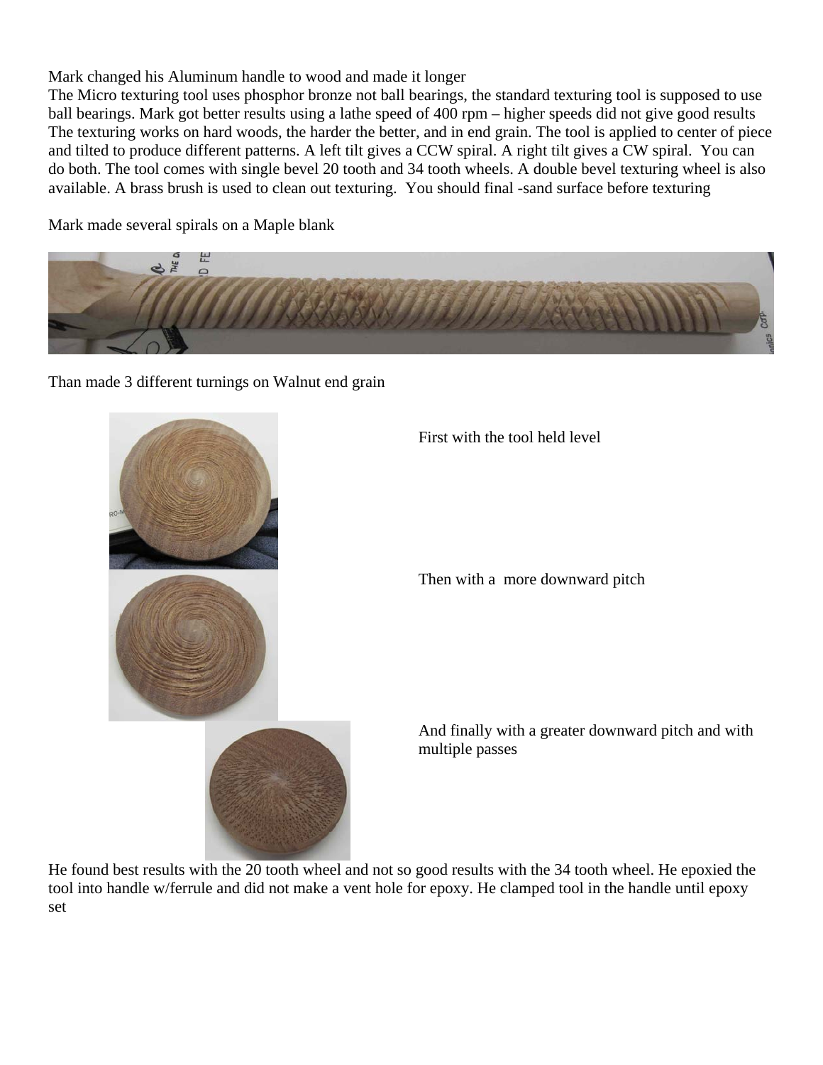Mark changed his Aluminum handle to wood and made it longer
The Micro texturing tool uses phosphor bronze not ball bearings, the standard texturing tool is supposed to use ball bearings. Mark got better results using a lathe speed of 400 rpm – higher speeds did not give good results
The texturing works on hard woods, the harder the better, and in end grain. The tool is applied to center of piece and tilted to produce different patterns. A left tilt gives a CCW spiral. A right tilt gives a CW spiral. You can do both. The tool comes with single bevel 20 tooth and 34 tooth wheels. A double bevel texturing wheel is also available. A brass brush is used to clean out texturing. You should final -sand surface before texturing

Mark made several spirals on a Maple blank

Than made 3 different turnings on Walnut end grain

First with the tool held level

Then with a more downward pitch

And finally with a greater downward pitch and with multiple passes

He found best results with the 20 tooth wheel and not so good results with the 34 tooth wheel. He epoxied the tool into handle w/ferrule and did not make a vent hole for epoxy. He clamped tool in the handle until epoxy set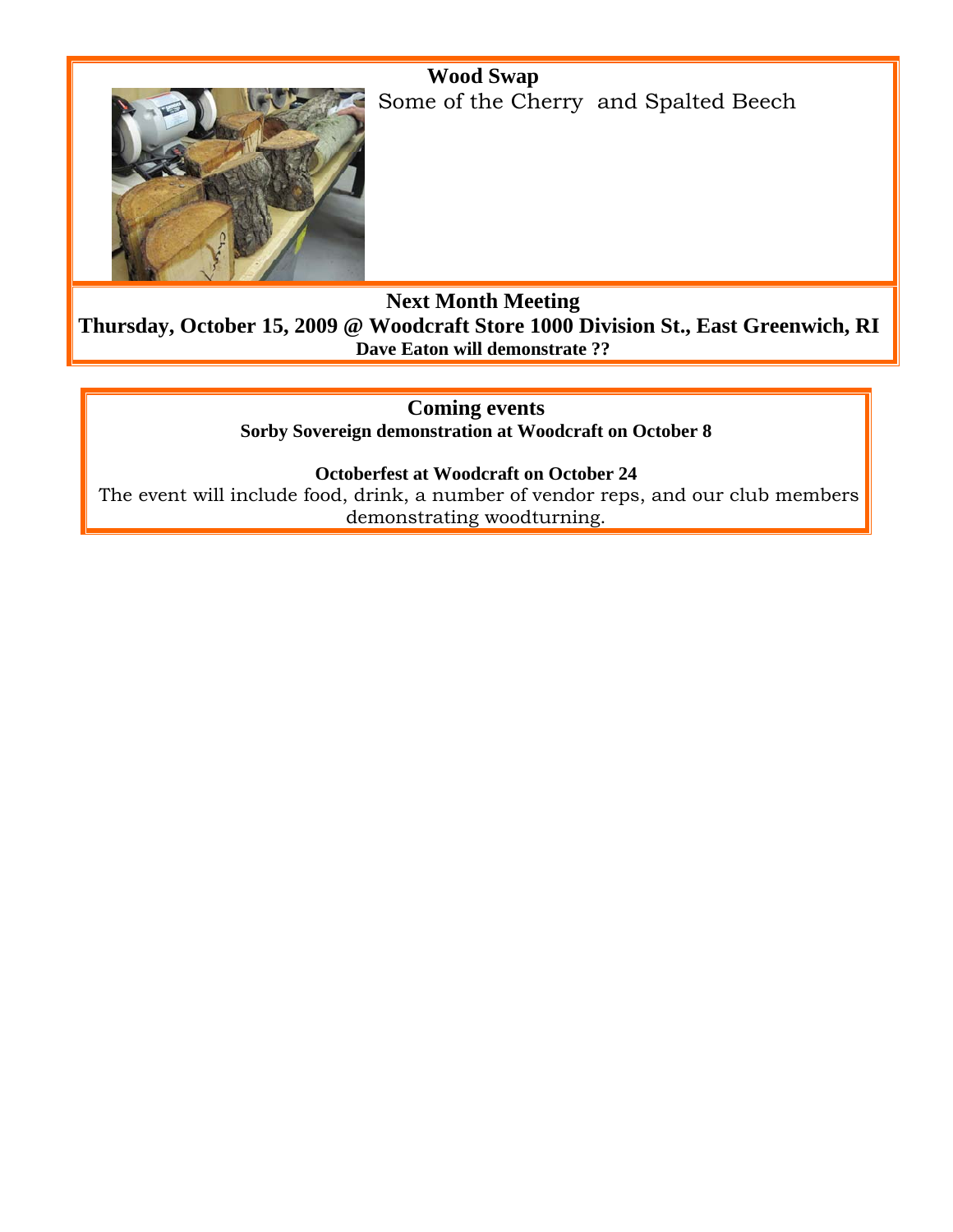**Wood Swap**

Some of the Cherry and Spalted Beech

**Next Month Meeting**

**Thursday, October 15, 2009 @ Woodcraft Store 1000 Division St., East Greenwich, RI**

**Dave Eaton will demonstrate ??**

**Coming events**

**Sorby Sovereign demonstration at Woodcraft on October 8**

**Octoberfest at Woodcraft on October 24**

The event will include food, drink, a number of vendor reps, and our club members demonstrating woodturning.